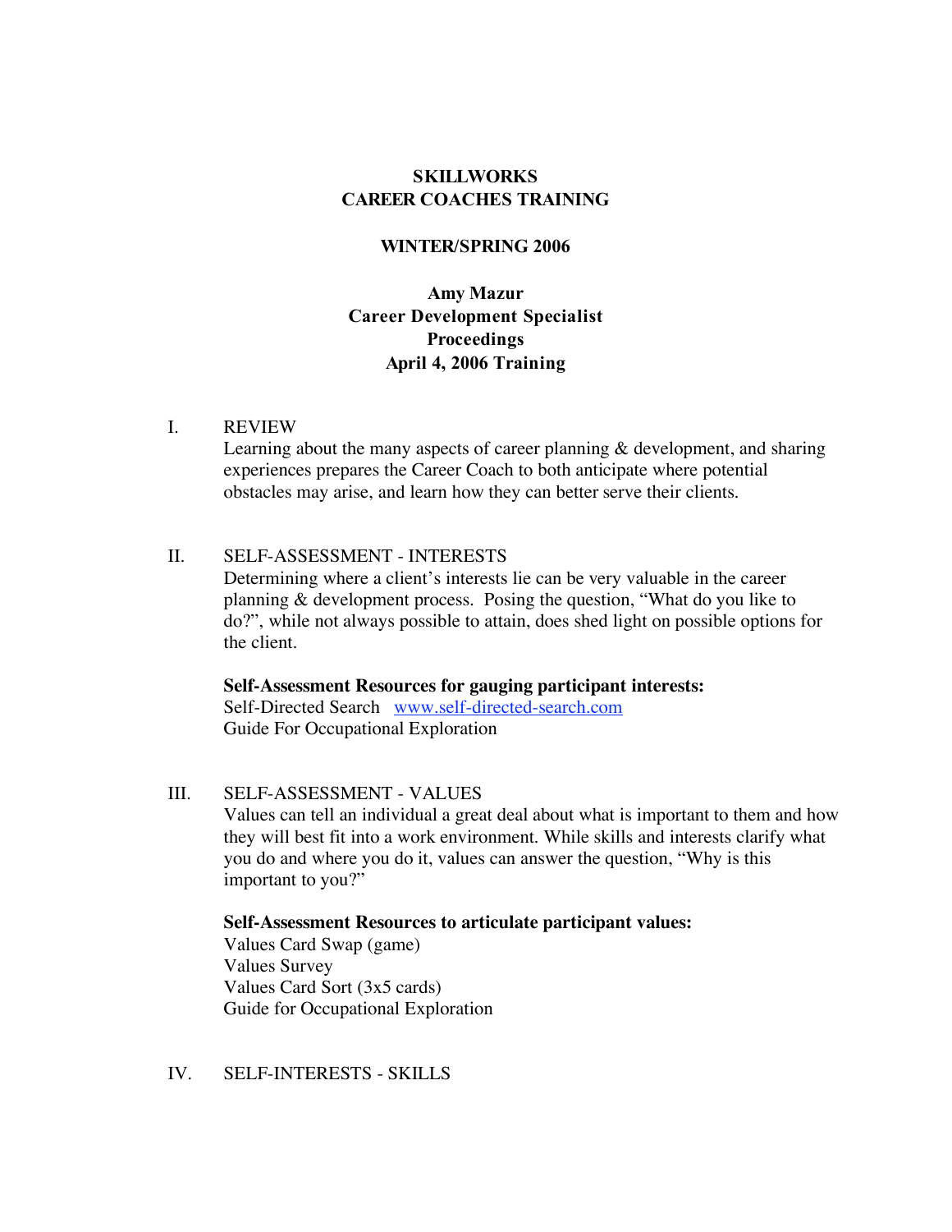**SKILLWORKS**
**CAREER COACHES TRAINING**

**WINTER/SPRING 2006**

**Amy Mazur**
**Career Development Specialist**
**Proceedings**
**April 4, 2006 Training**

I. REVIEW

Learning about the many aspects of career planning & development, and sharing experiences prepares the Career Coach to both anticipate where potential obstacles may arise, and learn how they can better serve their clients.

II. SELF-ASSESSMENT - INTERESTS

Determining where a client's interests lie can be very valuable in the career planning & development process. Posing the question, "What do you like to do?", while not always possible to attain, does shed light on possible options for the client.

**Self-Assessment Resources for gauging participant interests:**
Self-Directed Search [www.self-directed-search.com](www.self-directed-search.com)
Guide For Occupational Exploration

III. SELF-ASSESSMENT - VALUES

Values can tell an individual a great deal about what is important to them and how they will best fit into a work environment. While skills and interests clarify what you do and where you do it, values can answer the question, "Why is this important to you?"

**Self-Assessment Resources to articulate participant values:**
Values Card Swap (game)
Values Survey
Values Card Sort (3x5 cards)
Guide for Occupational Exploration

IV. SELF-INTERESTS - SKILLS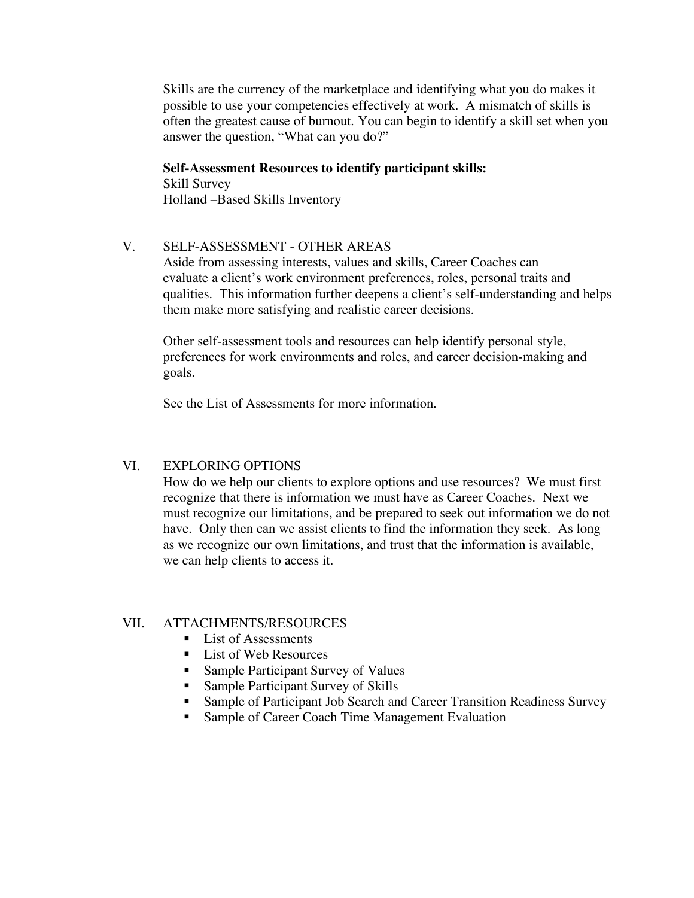Skills are the currency of the marketplace and identifying what you do makes it possible to use your competencies effectively at work. A mismatch of skills is often the greatest cause of burnout. You can begin to identify a skill set when you answer the question, "What can you do?"

**Self-Assessment Resources to identify participant skills:**
Skill Survey
Holland –Based Skills Inventory

## V. SELF-ASSESSMENT - OTHER AREAS

Aside from assessing interests, values and skills, Career Coaches can evaluate a client's work environment preferences, roles, personal traits and qualities. This information further deepens a client's self-understanding and helps them make more satisfying and realistic career decisions.

Other self-assessment tools and resources can help identify personal style, preferences for work environments and roles, and career decision-making and goals.

See the List of Assessments for more information.

## VI. EXPLORING OPTIONS

How do we help our clients to explore options and use resources? We must first recognize that there is information we must have as Career Coaches. Next we must recognize our limitations, and be prepared to seek out information we do not have. Only then can we assist clients to find the information they seek. As long as we recognize our own limitations, and trust that the information is available, we can help clients to access it.

## VII. ATTACHMENTS/RESOURCES

- List of Assessments
- List of Web Resources
- Sample Participant Survey of Values
- Sample Participant Survey of Skills
- Sample of Participant Job Search and Career Transition Readiness Survey
- Sample of Career Coach Time Management Evaluation